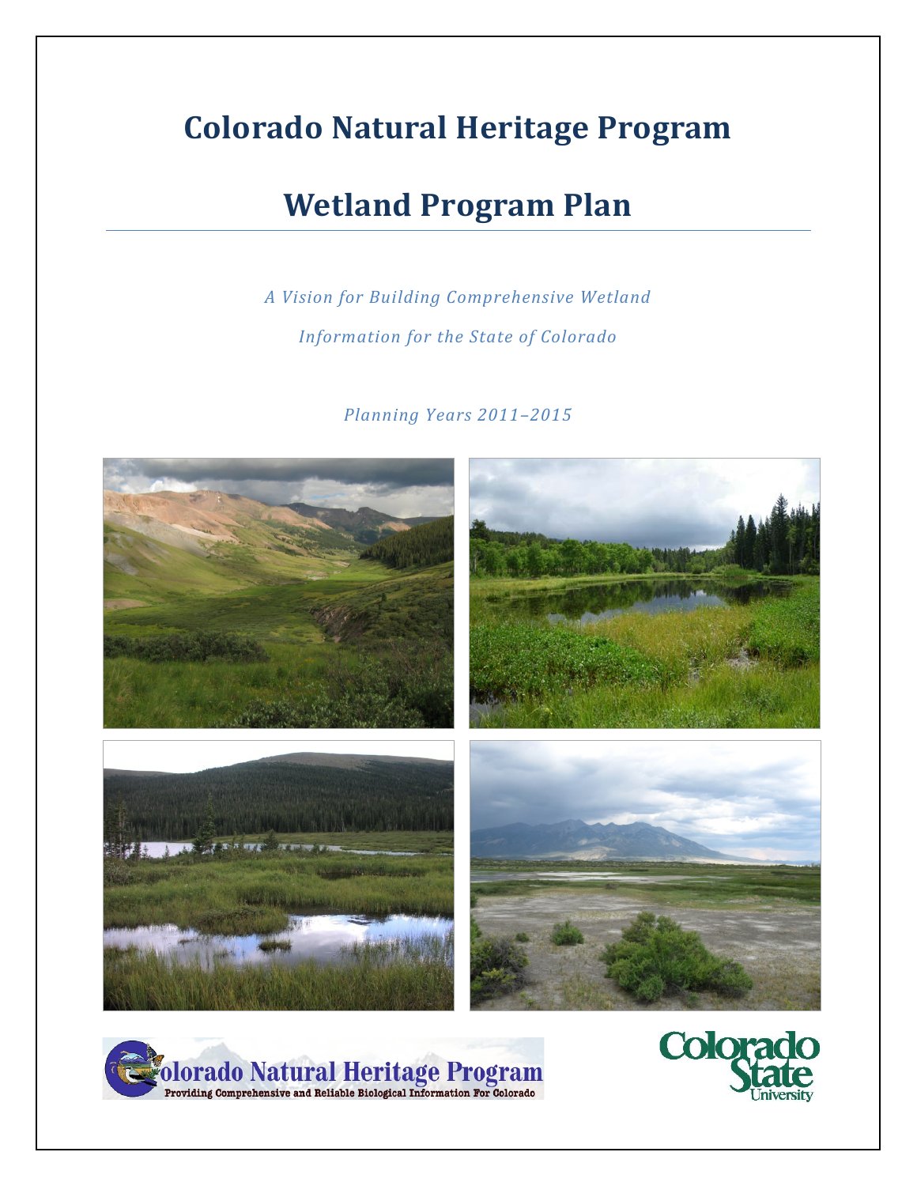# Colorado Natural Heritage Program

# Wetland Program Plan

*A Vision for Building Comprehensive Wetland Information for the State of Colorado*

*Planning Years 2011–2015*

Colorado Natural Heritage Program
Providing Comprehensive and Reliable Biological Information For Colorado

Colorado State University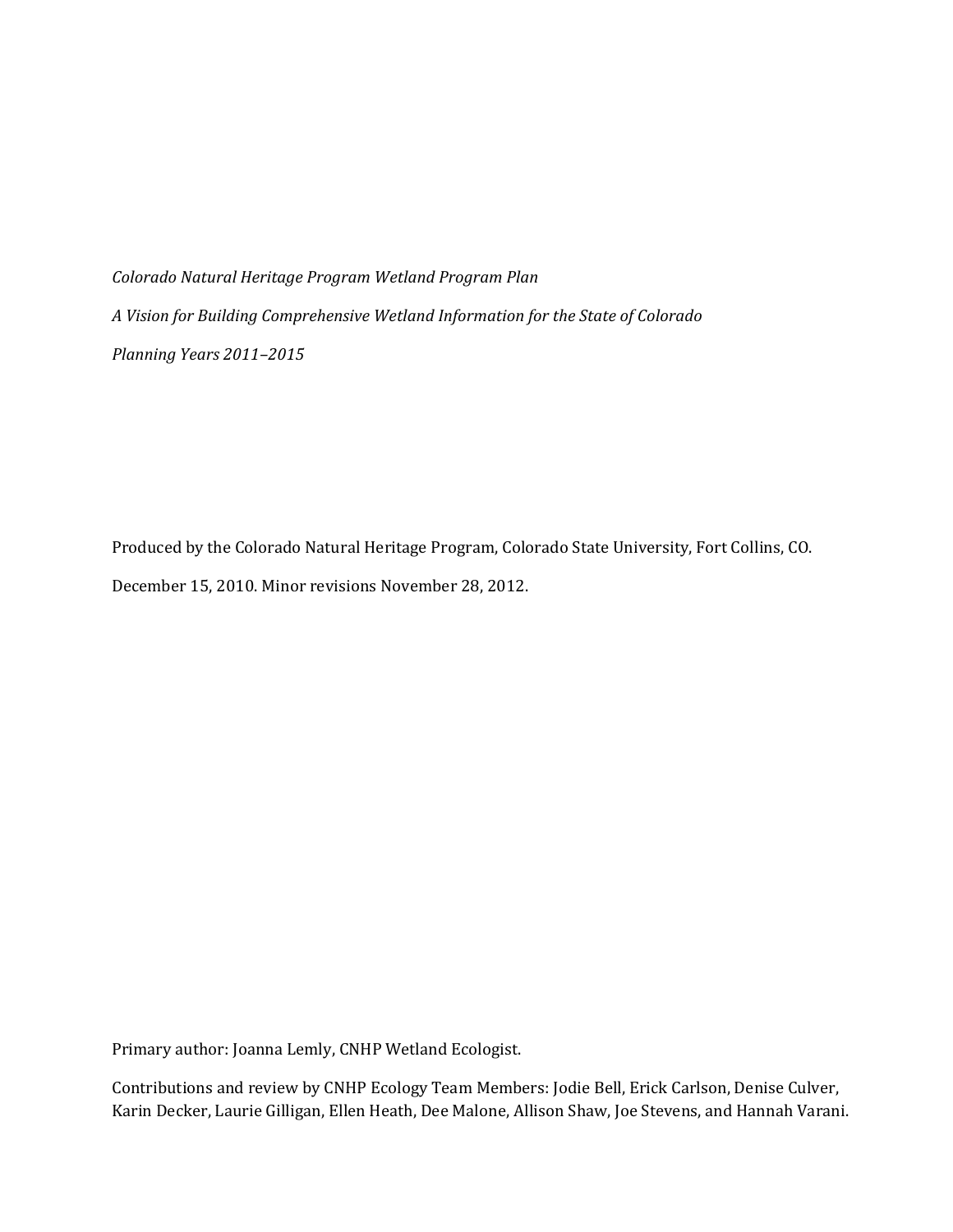*Colorado Natural Heritage Program Wetland Program Plan*

*A Vision for Building Comprehensive Wetland Information for the State of Colorado*

*Planning Years 2011–2015*

Produced by the Colorado Natural Heritage Program, Colorado State University, Fort Collins, CO.

December 15, 2010. Minor revisions November 28, 2012.

Primary author: Joanna Lemly, CNHP Wetland Ecologist.

Contributions and review by CNHP Ecology Team Members: Jodie Bell, Erick Carlson, Denise Culver, Karin Decker, Laurie Gilligan, Ellen Heath, Dee Malone, Allison Shaw, Joe Stevens, and Hannah Varani.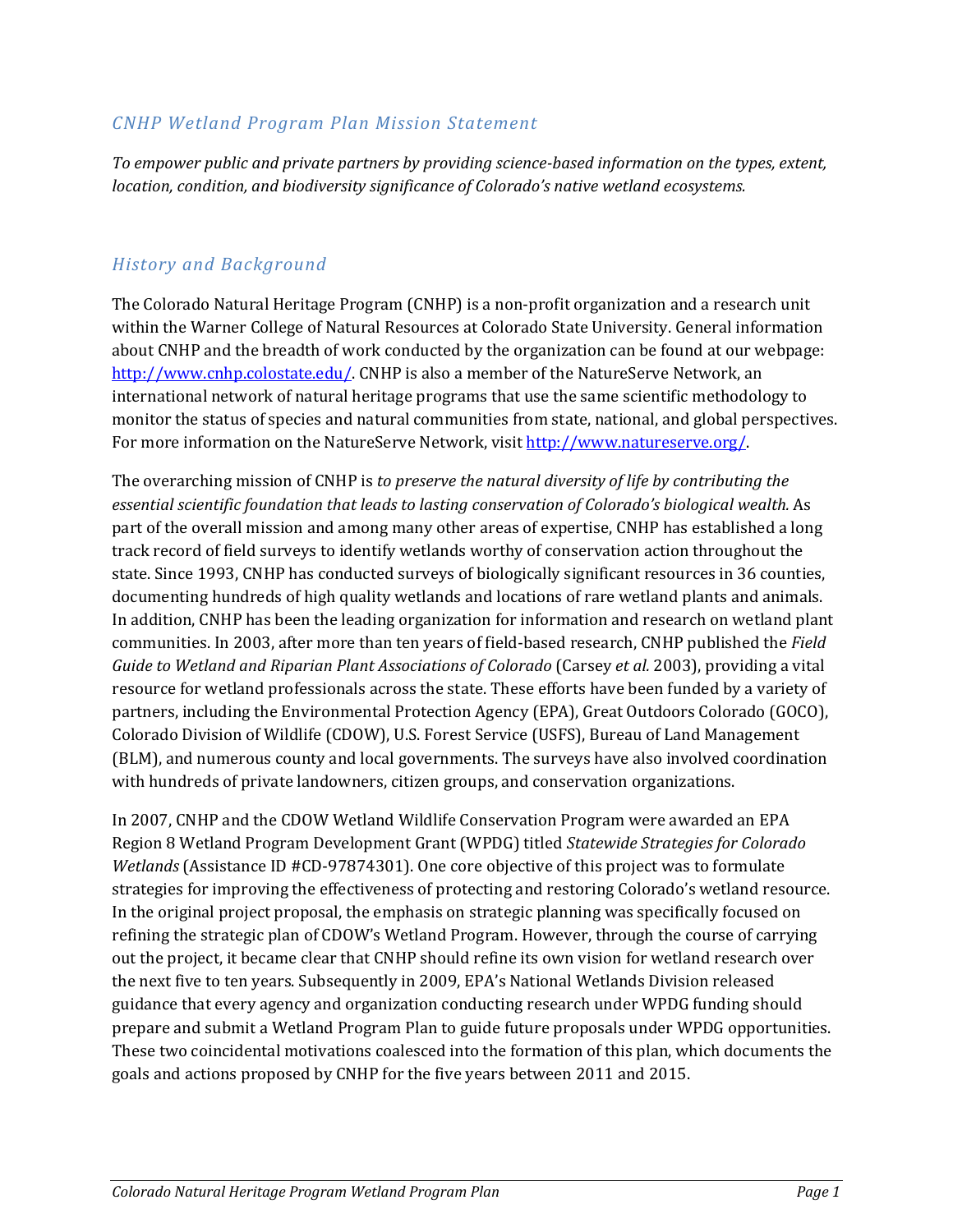## *CNHP Wetland Program Plan Mission Statement*

*To empower public and private partners by providing science-based information on the types, extent, location, condition, and biodiversity significance of Colorado's native wetland ecosystems.*

## *History and Background*

The Colorado Natural Heritage Program (CNHP) is a non-profit organization and a research unit within the Warner College of Natural Resources at Colorado State University. General information about CNHP and the breadth of work conducted by the organization can be found at our webpage: http://www.cnhp.colostate.edu/. CNHP is also a member of the NatureServe Network, an international network of natural heritage programs that use the same scientific methodology to monitor the status of species and natural communities from state, national, and global perspectives. For more information on the NatureServe Network, visit http://www.natureserve.org/.

The overarching mission of CNHP is *to preserve the natural diversity of life by contributing the essential scientific foundation that leads to lasting conservation of Colorado's biological wealth.* As part of the overall mission and among many other areas of expertise, CNHP has established a long track record of field surveys to identify wetlands worthy of conservation action throughout the state. Since 1993, CNHP has conducted surveys of biologically significant resources in 36 counties, documenting hundreds of high quality wetlands and locations of rare wetland plants and animals. In addition, CNHP has been the leading organization for information and research on wetland plant communities. In 2003, after more than ten years of field-based research, CNHP published the *Field Guide to Wetland and Riparian Plant Associations of Colorado* (Carsey *et al.* 2003), providing a vital resource for wetland professionals across the state. These efforts have been funded by a variety of partners, including the Environmental Protection Agency (EPA), Great Outdoors Colorado (GOCO), Colorado Division of Wildlife (CDOW), U.S. Forest Service (USFS), Bureau of Land Management (BLM), and numerous county and local governments. The surveys have also involved coordination with hundreds of private landowners, citizen groups, and conservation organizations.

In 2007, CNHP and the CDOW Wetland Wildlife Conservation Program were awarded an EPA Region 8 Wetland Program Development Grant (WPDG) titled *Statewide Strategies for Colorado Wetlands* (Assistance ID #CD-97874301). One core objective of this project was to formulate strategies for improving the effectiveness of protecting and restoring Colorado's wetland resource. In the original project proposal, the emphasis on strategic planning was specifically focused on refining the strategic plan of CDOW's Wetland Program. However, through the course of carrying out the project, it became clear that CNHP should refine its own vision for wetland research over the next five to ten years. Subsequently in 2009, EPA's National Wetlands Division released guidance that every agency and organization conducting research under WPDG funding should prepare and submit a Wetland Program Plan to guide future proposals under WPDG opportunities. These two coincidental motivations coalesced into the formation of this plan, which documents the goals and actions proposed by CNHP for the five years between 2011 and 2015.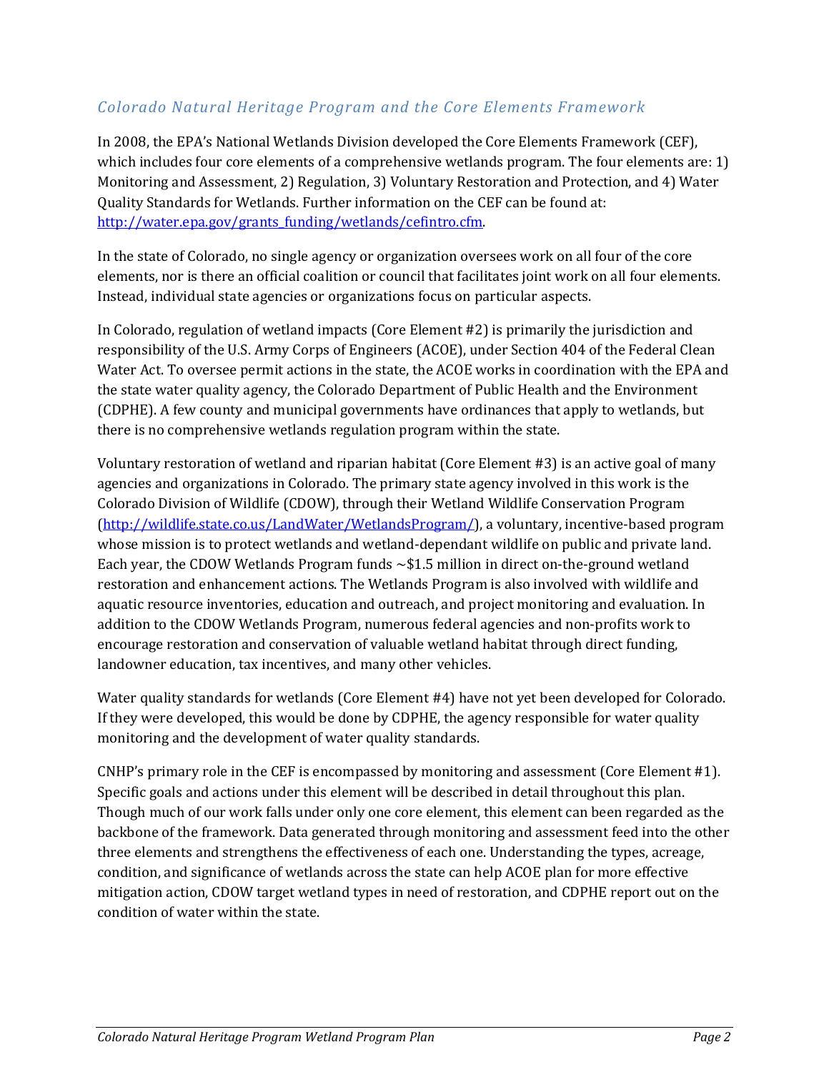### *Colorado Natural Heritage Program and the Core Elements Framework*

In 2008, the EPA's National Wetlands Division developed the Core Elements Framework (CEF), which includes four core elements of a comprehensive wetlands program. The four elements are: 1) Monitoring and Assessment, 2) Regulation, 3) Voluntary Restoration and Protection, and 4) Water Quality Standards for Wetlands. Further information on the CEF can be found at: [http://water.epa.gov/grants_funding/wetlands/cefintro.cfm](http://water.epa.gov/grants_funding/wetlands/cefintro.cfm).

In the state of Colorado, no single agency or organization oversees work on all four of the core elements, nor is there an official coalition or council that facilitates joint work on all four elements. Instead, individual state agencies or organizations focus on particular aspects.

In Colorado, regulation of wetland impacts (Core Element #2) is primarily the jurisdiction and responsibility of the U.S. Army Corps of Engineers (ACOE), under Section 404 of the Federal Clean Water Act. To oversee permit actions in the state, the ACOE works in coordination with the EPA and the state water quality agency, the Colorado Department of Public Health and the Environment (CDPHE). A few county and municipal governments have ordinances that apply to wetlands, but there is no comprehensive wetlands regulation program within the state.

Voluntary restoration of wetland and riparian habitat (Core Element #3) is an active goal of many agencies and organizations in Colorado. The primary state agency involved in this work is the Colorado Division of Wildlife (CDOW), through their Wetland Wildlife Conservation Program ([http://wildlife.state.co.us/LandWater/WetlandsProgram/](http://wildlife.state.co.us/LandWater/WetlandsProgram/)), a voluntary, incentive-based program whose mission is to protect wetlands and wetland-dependant wildlife on public and private land. Each year, the CDOW Wetlands Program funds ~$1.5 million in direct on-the-ground wetland restoration and enhancement actions. The Wetlands Program is also involved with wildlife and aquatic resource inventories, education and outreach, and project monitoring and evaluation. In addition to the CDOW Wetlands Program, numerous federal agencies and non-profits work to encourage restoration and conservation of valuable wetland habitat through direct funding, landowner education, tax incentives, and many other vehicles.

Water quality standards for wetlands (Core Element #4) have not yet been developed for Colorado. If they were developed, this would be done by CDPHE, the agency responsible for water quality monitoring and the development of water quality standards.

CNHP's primary role in the CEF is encompassed by monitoring and assessment (Core Element #1). Specific goals and actions under this element will be described in detail throughout this plan. Though much of our work falls under only one core element, this element can been regarded as the backbone of the framework. Data generated through monitoring and assessment feed into the other three elements and strengthens the effectiveness of each one. Understanding the types, acreage, condition, and significance of wetlands across the state can help ACOE plan for more effective mitigation action, CDOW target wetland types in need of restoration, and CDPHE report out on the condition of water within the state.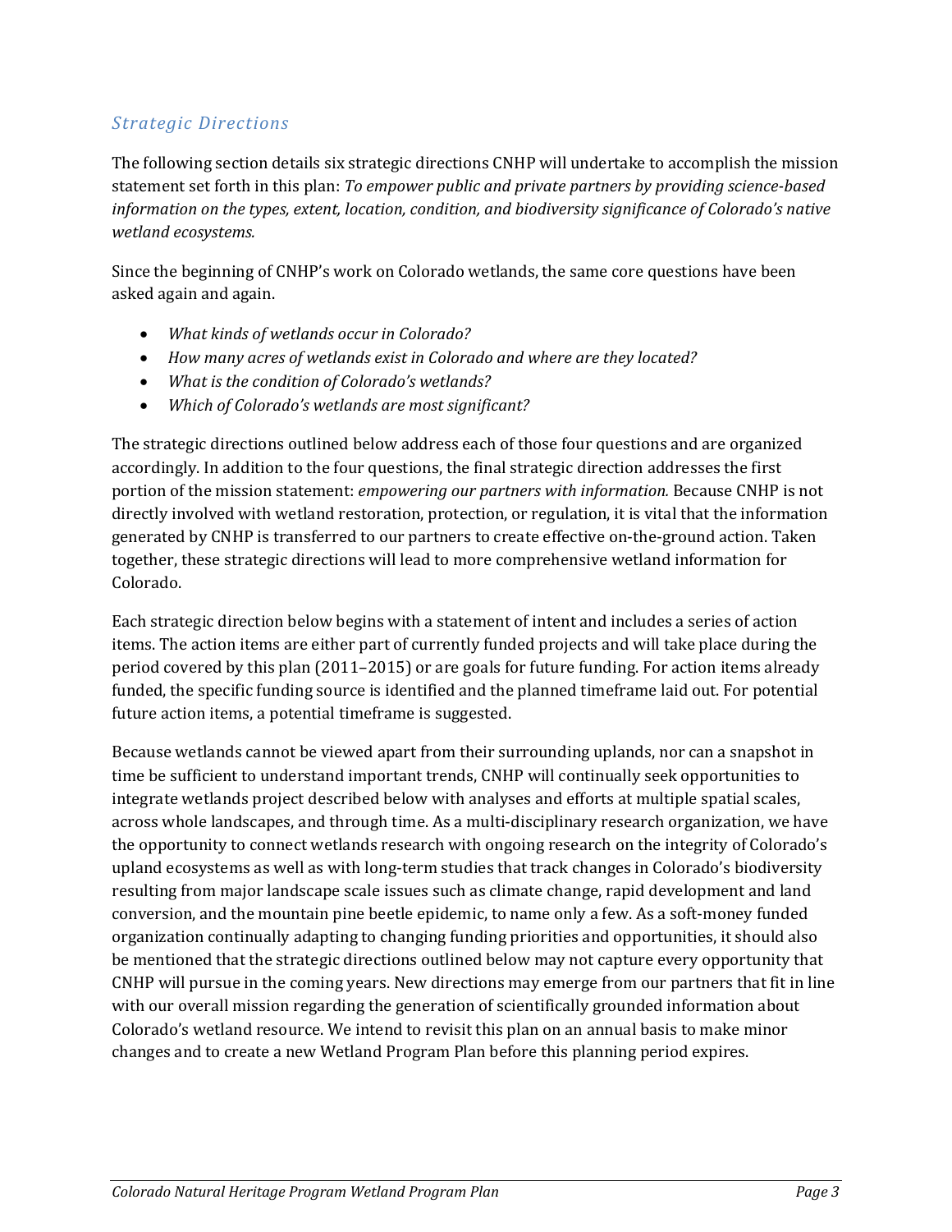### *Strategic Directions*

The following section details six strategic directions CNHP will undertake to accomplish the mission statement set forth in this plan: *To empower public and private partners by providing science-based information on the types, extent, location, condition, and biodiversity significance of Colorado's native wetland ecosystems.*

Since the beginning of CNHP's work on Colorado wetlands, the same core questions have been asked again and again.

- *What kinds of wetlands occur in Colorado?*
- *How many acres of wetlands exist in Colorado and where are they located?*
- *What is the condition of Colorado's wetlands?*
- *Which of Colorado's wetlands are most significant?*

The strategic directions outlined below address each of those four questions and are organized accordingly. In addition to the four questions, the final strategic direction addresses the first portion of the mission statement: *empowering our partners with information.* Because CNHP is not directly involved with wetland restoration, protection, or regulation, it is vital that the information generated by CNHP is transferred to our partners to create effective on-the-ground action. Taken together, these strategic directions will lead to more comprehensive wetland information for Colorado.

Each strategic direction below begins with a statement of intent and includes a series of action items. The action items are either part of currently funded projects and will take place during the period covered by this plan (2011–2015) or are goals for future funding. For action items already funded, the specific funding source is identified and the planned timeframe laid out. For potential future action items, a potential timeframe is suggested.

Because wetlands cannot be viewed apart from their surrounding uplands, nor can a snapshot in time be sufficient to understand important trends, CNHP will continually seek opportunities to integrate wetlands project described below with analyses and efforts at multiple spatial scales, across whole landscapes, and through time. As a multi-disciplinary research organization, we have the opportunity to connect wetlands research with ongoing research on the integrity of Colorado's upland ecosystems as well as with long-term studies that track changes in Colorado's biodiversity resulting from major landscape scale issues such as climate change, rapid development and land conversion, and the mountain pine beetle epidemic, to name only a few. As a soft-money funded organization continually adapting to changing funding priorities and opportunities, it should also be mentioned that the strategic directions outlined below may not capture every opportunity that CNHP will pursue in the coming years. New directions may emerge from our partners that fit in line with our overall mission regarding the generation of scientifically grounded information about Colorado's wetland resource. We intend to revisit this plan on an annual basis to make minor changes and to create a new Wetland Program Plan before this planning period expires.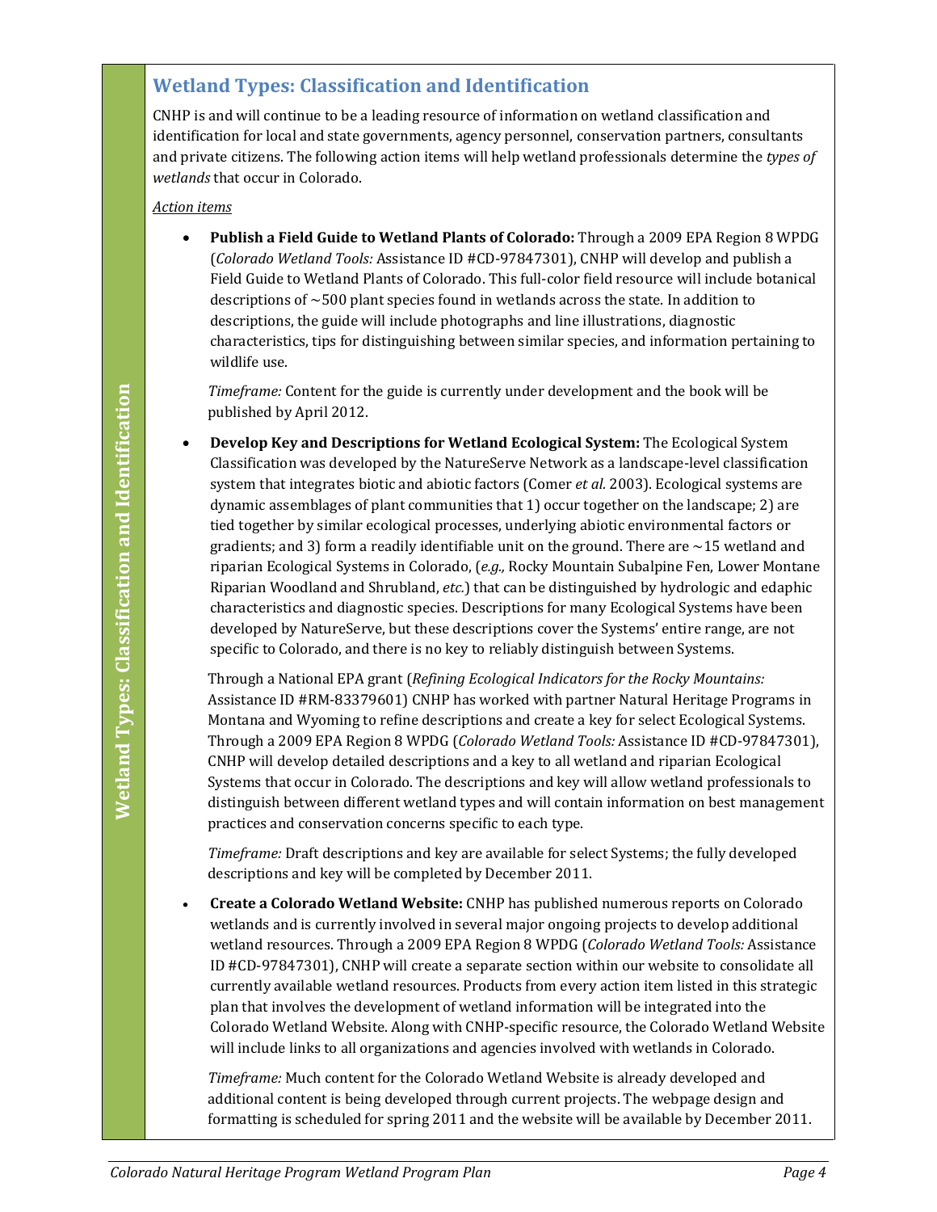## Wetland Types: Classification and Identification

CNHP is and will continue to be a leading resource of information on wetland classification and identification for local and state governments, agency personnel, conservation partners, consultants and private citizens. The following action items will help wetland professionals determine the *types of wetlands* that occur in Colorado.

*Action items*

- **Publish a Field Guide to Wetland Plants of Colorado:** Through a 2009 EPA Region 8 WPDG (*Colorado Wetland Tools:* Assistance ID #CD-97847301), CNHP will develop and publish a Field Guide to Wetland Plants of Colorado. This full-color field resource will include botanical descriptions of ~500 plant species found in wetlands across the state. In addition to descriptions, the guide will include photographs and line illustrations, diagnostic characteristics, tips for distinguishing between similar species, and information pertaining to wildlife use.

  *Timeframe:* Content for the guide is currently under development and the book will be published by April 2012.

- **Develop Key and Descriptions for Wetland Ecological System:** The Ecological System Classification was developed by the NatureServe Network as a landscape-level classification system that integrates biotic and abiotic factors (Comer *et al.* 2003). Ecological systems are dynamic assemblages of plant communities that 1) occur together on the landscape; 2) are tied together by similar ecological processes, underlying abiotic environmental factors or gradients; and 3) form a readily identifiable unit on the ground. There are ~15 wetland and riparian Ecological Systems in Colorado, (*e.g.,* Rocky Mountain Subalpine Fen, Lower Montane Riparian Woodland and Shrubland, *etc.*) that can be distinguished by hydrologic and edaphic characteristics and diagnostic species. Descriptions for many Ecological Systems have been developed by NatureServe, but these descriptions cover the Systems' entire range, are not specific to Colorado, and there is no key to reliably distinguish between Systems.

  Through a National EPA grant (*Refining Ecological Indicators for the Rocky Mountains:* Assistance ID #RM-83379601) CNHP has worked with partner Natural Heritage Programs in Montana and Wyoming to refine descriptions and create a key for select Ecological Systems. Through a 2009 EPA Region 8 WPDG (*Colorado Wetland Tools:* Assistance ID #CD-97847301), CNHP will develop detailed descriptions and a key to all wetland and riparian Ecological Systems that occur in Colorado. The descriptions and key will allow wetland professionals to distinguish between different wetland types and will contain information on best management practices and conservation concerns specific to each type.

  *Timeframe:* Draft descriptions and key are available for select Systems; the fully developed descriptions and key will be completed by December 2011.

- **Create a Colorado Wetland Website:** CNHP has published numerous reports on Colorado wetlands and is currently involved in several major ongoing projects to develop additional wetland resources. Through a 2009 EPA Region 8 WPDG (*Colorado Wetland Tools:* Assistance ID #CD-97847301), CNHP will create a separate section within our website to consolidate all currently available wetland resources. Products from every action item listed in this strategic plan that involves the development of wetland information will be integrated into the Colorado Wetland Website. Along with CNHP-specific resource, the Colorado Wetland Website will include links to all organizations and agencies involved with wetlands in Colorado.

  *Timeframe:* Much content for the Colorado Wetland Website is already developed and additional content is being developed through current projects. The webpage design and formatting is scheduled for spring 2011 and the website will be available by December 2011.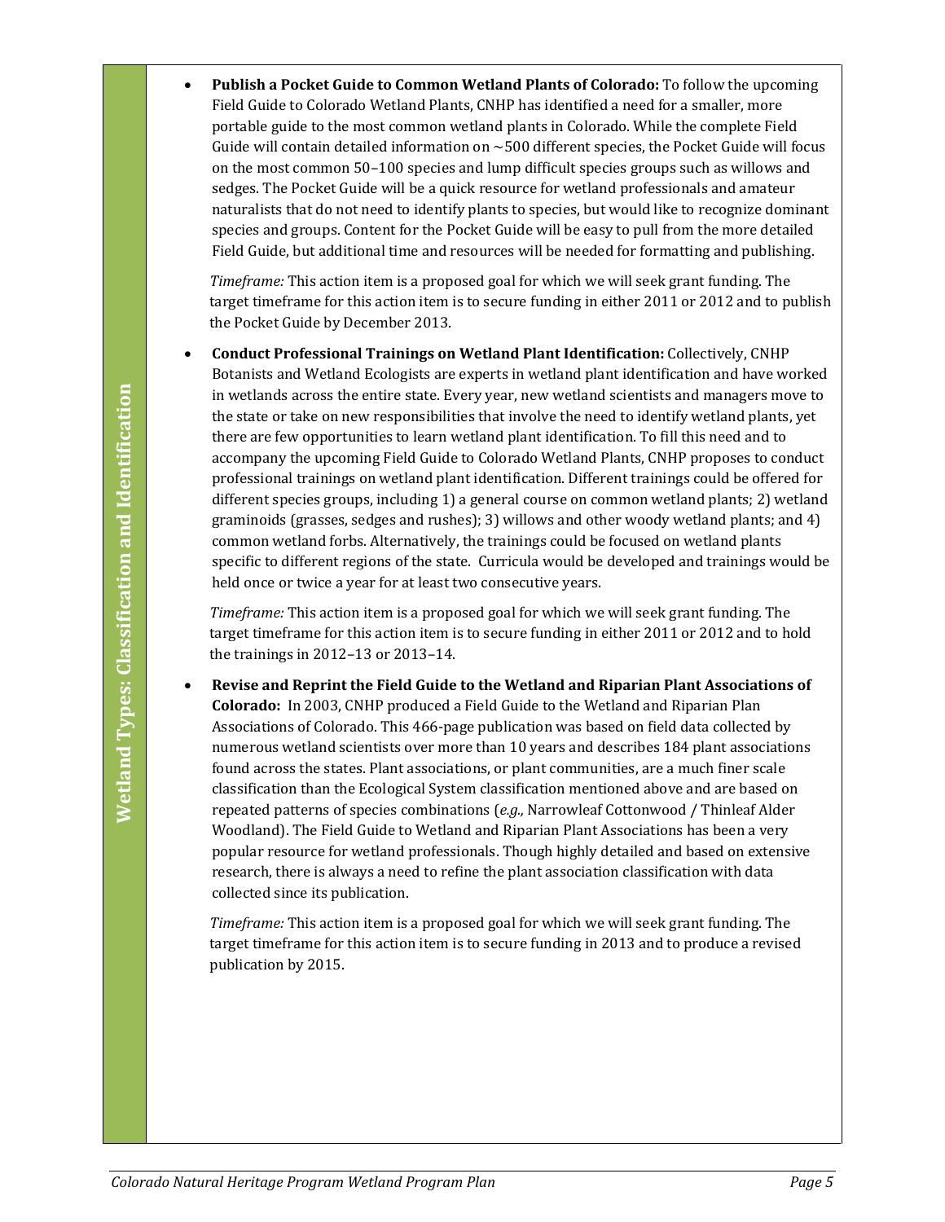- **Publish a Pocket Guide to Common Wetland Plants of Colorado:** To follow the upcoming Field Guide to Colorado Wetland Plants, CNHP has identified a need for a smaller, more portable guide to the most common wetland plants in Colorado. While the complete Field Guide will contain detailed information on ~500 different species, the Pocket Guide will focus on the most common 50–100 species and lump difficult species groups such as willows and sedges. The Pocket Guide will be a quick resource for wetland professionals and amateur naturalists that do not need to identify plants to species, but would like to recognize dominant species and groups. Content for the Pocket Guide will be easy to pull from the more detailed Field Guide, but additional time and resources will be needed for formatting and publishing.

  *Timeframe:* This action item is a proposed goal for which we will seek grant funding. The target timeframe for this action item is to secure funding in either 2011 or 2012 and to publish the Pocket Guide by December 2013.

- **Conduct Professional Trainings on Wetland Plant Identification:** Collectively, CNHP Botanists and Wetland Ecologists are experts in wetland plant identification and have worked in wetlands across the entire state. Every year, new wetland scientists and managers move to the state or take on new responsibilities that involve the need to identify wetland plants, yet there are few opportunities to learn wetland plant identification. To fill this need and to accompany the upcoming Field Guide to Colorado Wetland Plants, CNHP proposes to conduct professional trainings on wetland plant identification. Different trainings could be offered for different species groups, including 1) a general course on common wetland plants; 2) wetland graminoids (grasses, sedges and rushes); 3) willows and other woody wetland plants; and 4) common wetland forbs. Alternatively, the trainings could be focused on wetland plants specific to different regions of the state. Curricula would be developed and trainings would be held once or twice a year for at least two consecutive years.

  *Timeframe:* This action item is a proposed goal for which we will seek grant funding. The target timeframe for this action item is to secure funding in either 2011 or 2012 and to hold the trainings in 2012–13 or 2013–14.

- **Revise and Reprint the Field Guide to the Wetland and Riparian Plant Associations of Colorado:** In 2003, CNHP produced a Field Guide to the Wetland and Riparian Plan Associations of Colorado. This 466-page publication was based on field data collected by numerous wetland scientists over more than 10 years and describes 184 plant associations found across the states. Plant associations, or plant communities, are a much finer scale classification than the Ecological System classification mentioned above and are based on repeated patterns of species combinations (*e.g.,* Narrowleaf Cottonwood / Thinleaf Alder Woodland). The Field Guide to Wetland and Riparian Plant Associations has been a very popular resource for wetland professionals. Though highly detailed and based on extensive research, there is always a need to refine the plant association classification with data collected since its publication.

  *Timeframe:* This action item is a proposed goal for which we will seek grant funding. The target timeframe for this action item is to secure funding in 2013 and to produce a revised publication by 2015.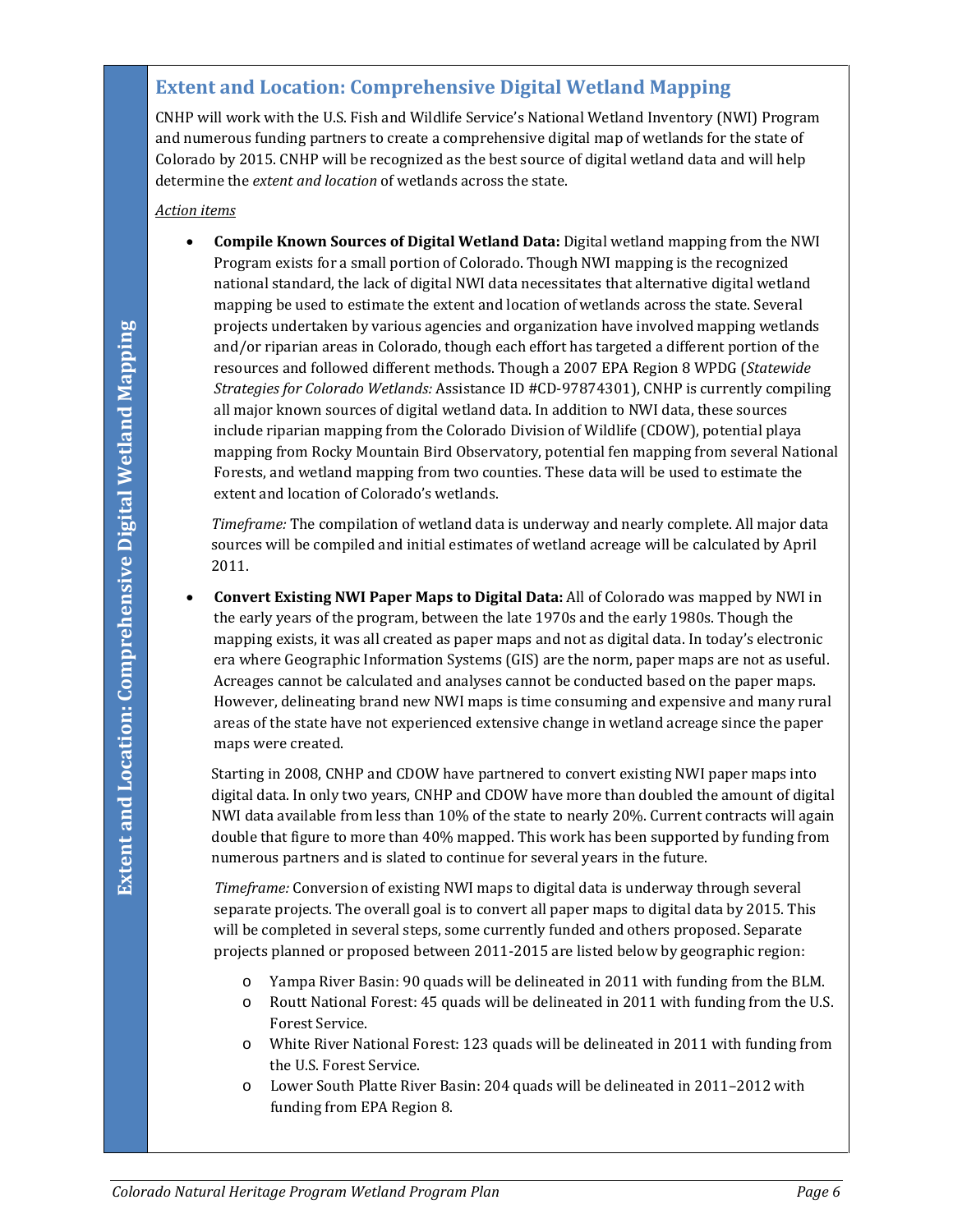## Extent and Location: Comprehensive Digital Wetland Mapping

CNHP will work with the U.S. Fish and Wildlife Service's National Wetland Inventory (NWI) Program and numerous funding partners to create a comprehensive digital map of wetlands for the state of Colorado by 2015. CNHP will be recognized as the best source of digital wetland data and will help determine the *extent and location* of wetlands across the state.

*Action items*

- **Compile Known Sources of Digital Wetland Data:** Digital wetland mapping from the NWI Program exists for a small portion of Colorado. Though NWI mapping is the recognized national standard, the lack of digital NWI data necessitates that alternative digital wetland mapping be used to estimate the extent and location of wetlands across the state. Several projects undertaken by various agencies and organization have involved mapping wetlands and/or riparian areas in Colorado, though each effort has targeted a different portion of the resources and followed different methods. Though a 2007 EPA Region 8 WPDG (*Statewide Strategies for Colorado Wetlands:* Assistance ID #CD-97874301), CNHP is currently compiling all major known sources of digital wetland data. In addition to NWI data, these sources include riparian mapping from the Colorado Division of Wildlife (CDOW), potential playa mapping from Rocky Mountain Bird Observatory, potential fen mapping from several National Forests, and wetland mapping from two counties. These data will be used to estimate the extent and location of Colorado's wetlands.

  *Timeframe:* The compilation of wetland data is underway and nearly complete. All major data sources will be compiled and initial estimates of wetland acreage will be calculated by April 2011.

- **Convert Existing NWI Paper Maps to Digital Data:** All of Colorado was mapped by NWI in the early years of the program, between the late 1970s and the early 1980s. Though the mapping exists, it was all created as paper maps and not as digital data. In today's electronic era where Geographic Information Systems (GIS) are the norm, paper maps are not as useful. Acreages cannot be calculated and analyses cannot be conducted based on the paper maps. However, delineating brand new NWI maps is time consuming and expensive and many rural areas of the state have not experienced extensive change in wetland acreage since the paper maps were created.

  Starting in 2008, CNHP and CDOW have partnered to convert existing NWI paper maps into digital data. In only two years, CNHP and CDOW have more than doubled the amount of digital NWI data available from less than 10% of the state to nearly 20%. Current contracts will again double that figure to more than 40% mapped. This work has been supported by funding from numerous partners and is slated to continue for several years in the future.

  *Timeframe:* Conversion of existing NWI maps to digital data is underway through several separate projects. The overall goal is to convert all paper maps to digital data by 2015. This will be completed in several steps, some currently funded and others proposed. Separate projects planned or proposed between 2011-2015 are listed below by geographic region:

  - Yampa River Basin: 90 quads will be delineated in 2011 with funding from the BLM.
  - Routt National Forest: 45 quads will be delineated in 2011 with funding from the U.S. Forest Service.
  - White River National Forest: 123 quads will be delineated in 2011 with funding from the U.S. Forest Service.
  - Lower South Platte River Basin: 204 quads will be delineated in 2011–2012 with funding from EPA Region 8.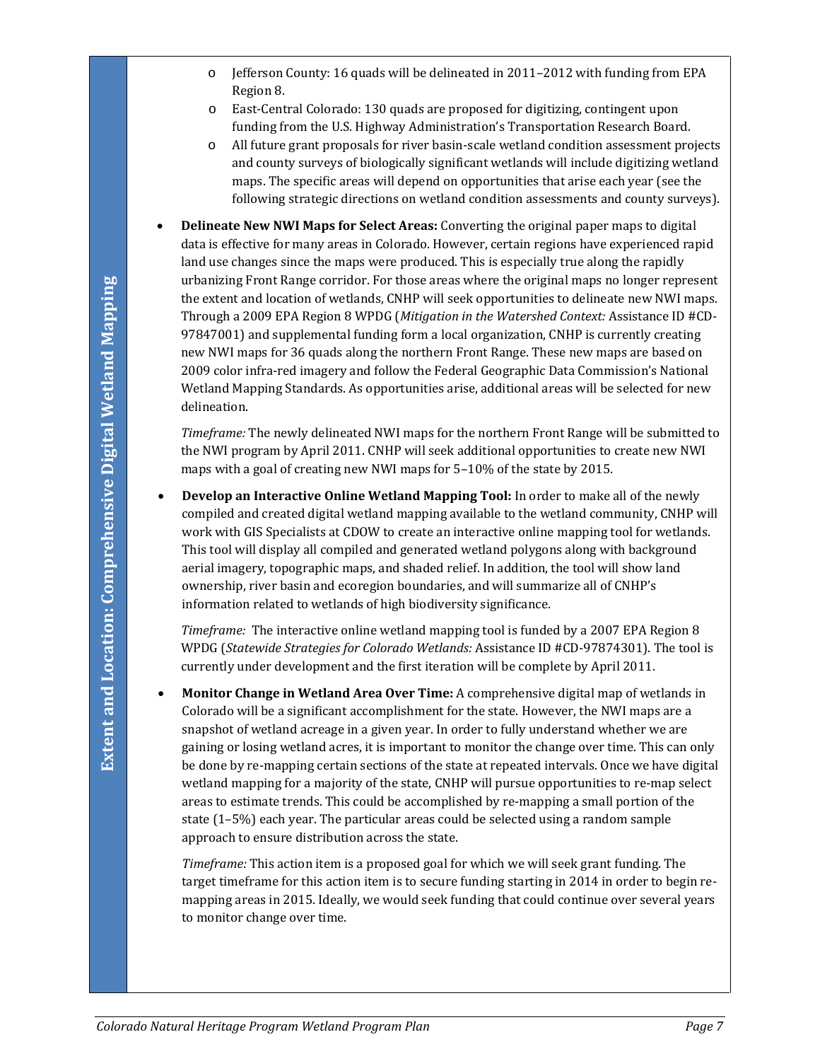- Jefferson County: 16 quads will be delineated in 2011–2012 with funding from EPA Region 8.
  - East-Central Colorado: 130 quads are proposed for digitizing, contingent upon funding from the U.S. Highway Administration's Transportation Research Board.
  - All future grant proposals for river basin-scale wetland condition assessment projects and county surveys of biologically significant wetlands will include digitizing wetland maps. The specific areas will depend on opportunities that arise each year (see the following strategic directions on wetland condition assessments and county surveys).

- **Delineate New NWI Maps for Select Areas:** Converting the original paper maps to digital data is effective for many areas in Colorado. However, certain regions have experienced rapid land use changes since the maps were produced. This is especially true along the rapidly urbanizing Front Range corridor. For those areas where the original maps no longer represent the extent and location of wetlands, CNHP will seek opportunities to delineate new NWI maps. Through a 2009 EPA Region 8 WPDG (*Mitigation in the Watershed Context:* Assistance ID #CD-97847001) and supplemental funding form a local organization, CNHP is currently creating new NWI maps for 36 quads along the northern Front Range. These new maps are based on 2009 color infra-red imagery and follow the Federal Geographic Data Commission's National Wetland Mapping Standards. As opportunities arise, additional areas will be selected for new delineation.

  *Timeframe:* The newly delineated NWI maps for the northern Front Range will be submitted to the NWI program by April 2011. CNHP will seek additional opportunities to create new NWI maps with a goal of creating new NWI maps for 5–10% of the state by 2015.

- **Develop an Interactive Online Wetland Mapping Tool:** In order to make all of the newly compiled and created digital wetland mapping available to the wetland community, CNHP will work with GIS Specialists at CDOW to create an interactive online mapping tool for wetlands. This tool will display all compiled and generated wetland polygons along with background aerial imagery, topographic maps, and shaded relief. In addition, the tool will show land ownership, river basin and ecoregion boundaries, and will summarize all of CNHP's information related to wetlands of high biodiversity significance.

  *Timeframe:* The interactive online wetland mapping tool is funded by a 2007 EPA Region 8 WPDG (*Statewide Strategies for Colorado Wetlands:* Assistance ID #CD-97874301). The tool is currently under development and the first iteration will be complete by April 2011.

- **Monitor Change in Wetland Area Over Time:** A comprehensive digital map of wetlands in Colorado will be a significant accomplishment for the state. However, the NWI maps are a snapshot of wetland acreage in a given year. In order to fully understand whether we are gaining or losing wetland acres, it is important to monitor the change over time. This can only be done by re-mapping certain sections of the state at repeated intervals. Once we have digital wetland mapping for a majority of the state, CNHP will pursue opportunities to re-map select areas to estimate trends. This could be accomplished by re-mapping a small portion of the state (1–5%) each year. The particular areas could be selected using a random sample approach to ensure distribution across the state.

  *Timeframe:* This action item is a proposed goal for which we will seek grant funding. The target timeframe for this action item is to secure funding starting in 2014 in order to begin re-mapping areas in 2015. Ideally, we would seek funding that could continue over several years to monitor change over time.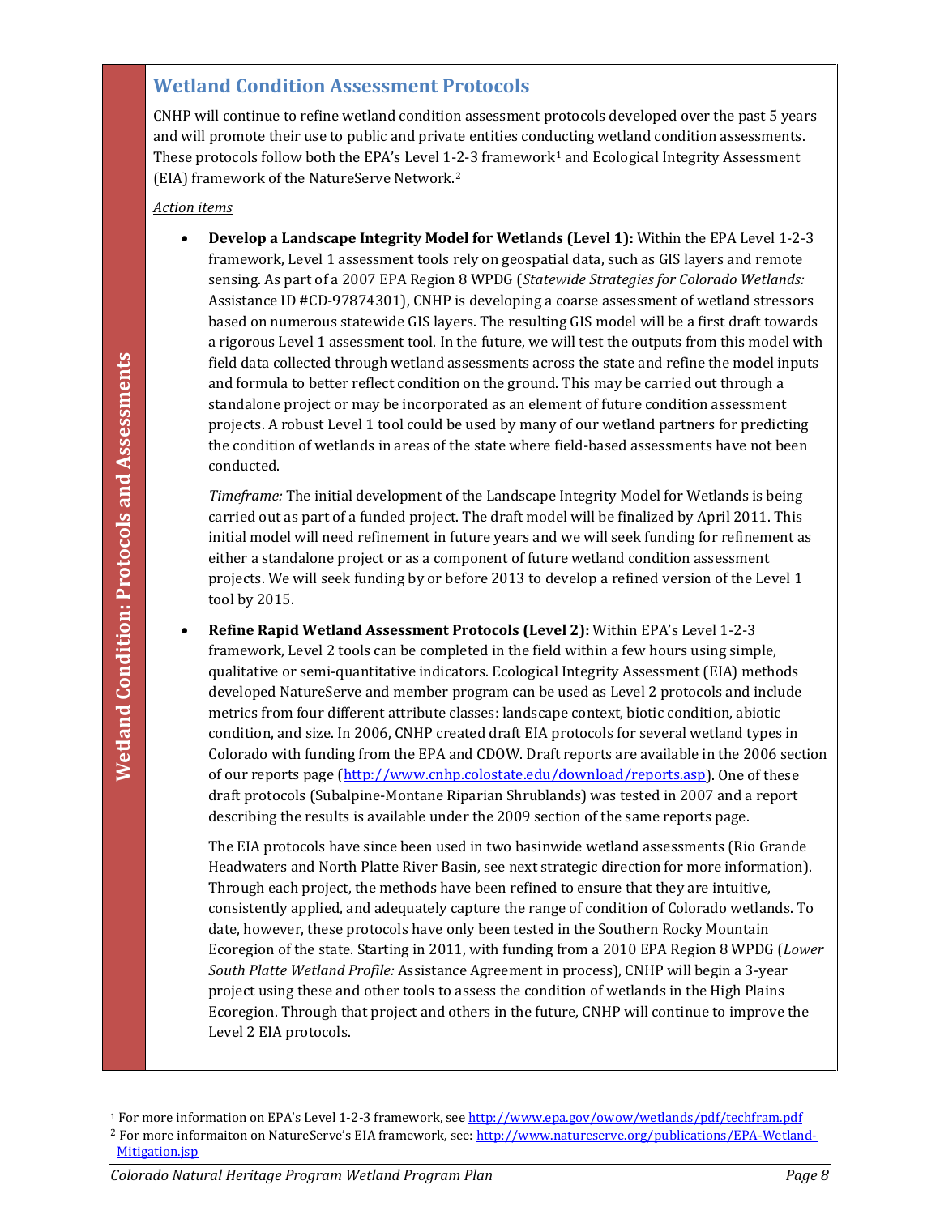## Wetland Condition Assessment Protocols

CNHP will continue to refine wetland condition assessment protocols developed over the past 5 years and will promote their use to public and private entities conducting wetland condition assessments. These protocols follow both the EPA's Level 1-2-3 framework[1] and Ecological Integrity Assessment (EIA) framework of the NatureServe Network.[2]

*Action items*

- **Develop a Landscape Integrity Model for Wetlands (Level 1):** Within the EPA Level 1-2-3 framework, Level 1 assessment tools rely on geospatial data, such as GIS layers and remote sensing. As part of a 2007 EPA Region 8 WPDG (*Statewide Strategies for Colorado Wetlands:* Assistance ID #CD-97874301), CNHP is developing a coarse assessment of wetland stressors based on numerous statewide GIS layers. The resulting GIS model will be a first draft towards a rigorous Level 1 assessment tool. In the future, we will test the outputs from this model with field data collected through wetland assessments across the state and refine the model inputs and formula to better reflect condition on the ground. This may be carried out through a standalone project or may be incorporated as an element of future condition assessment projects. A robust Level 1 tool could be used by many of our wetland partners for predicting the condition of wetlands in areas of the state where field-based assessments have not been conducted.

  *Timeframe:* The initial development of the Landscape Integrity Model for Wetlands is being carried out as part of a funded project. The draft model will be finalized by April 2011. This initial model will need refinement in future years and we will seek funding for refinement as either a standalone project or as a component of future wetland condition assessment projects. We will seek funding by or before 2013 to develop a refined version of the Level 1 tool by 2015.

- **Refine Rapid Wetland Assessment Protocols (Level 2):** Within EPA's Level 1-2-3 framework, Level 2 tools can be completed in the field within a few hours using simple, qualitative or semi-quantitative indicators. Ecological Integrity Assessment (EIA) methods developed NatureServe and member program can be used as Level 2 protocols and include metrics from four different attribute classes: landscape context, biotic condition, abiotic condition, and size. In 2006, CNHP created draft EIA protocols for several wetland types in Colorado with funding from the EPA and CDOW. Draft reports are available in the 2006 section of our reports page (http://www.cnhp.colostate.edu/download/reports.asp). One of these draft protocols (Subalpine-Montane Riparian Shrublands) was tested in 2007 and a report describing the results is available under the 2009 section of the same reports page.

  The EIA protocols have since been used in two basinwide wetland assessments (Rio Grande Headwaters and North Platte River Basin, see next strategic direction for more information). Through each project, the methods have been refined to ensure that they are intuitive, consistently applied, and adequately capture the range of condition of Colorado wetlands. To date, however, these protocols have only been tested in the Southern Rocky Mountain Ecoregion of the state. Starting in 2011, with funding from a 2010 EPA Region 8 WPDG (*Lower South Platte Wetland Profile:* Assistance Agreement in process), CNHP will begin a 3-year project using these and other tools to assess the condition of wetlands in the High Plains Ecoregion. Through that project and others in the future, CNHP will continue to improve the Level 2 EIA protocols.

---

[1] For more information on EPA's Level 1-2-3 framework, see http://www.epa.gov/owow/wetlands/pdf/techfram.pdf

[2] For more informaiton on NatureServe's EIA framework, see: http://www.natureserve.org/publications/EPA-Wetland-Mitigation.jsp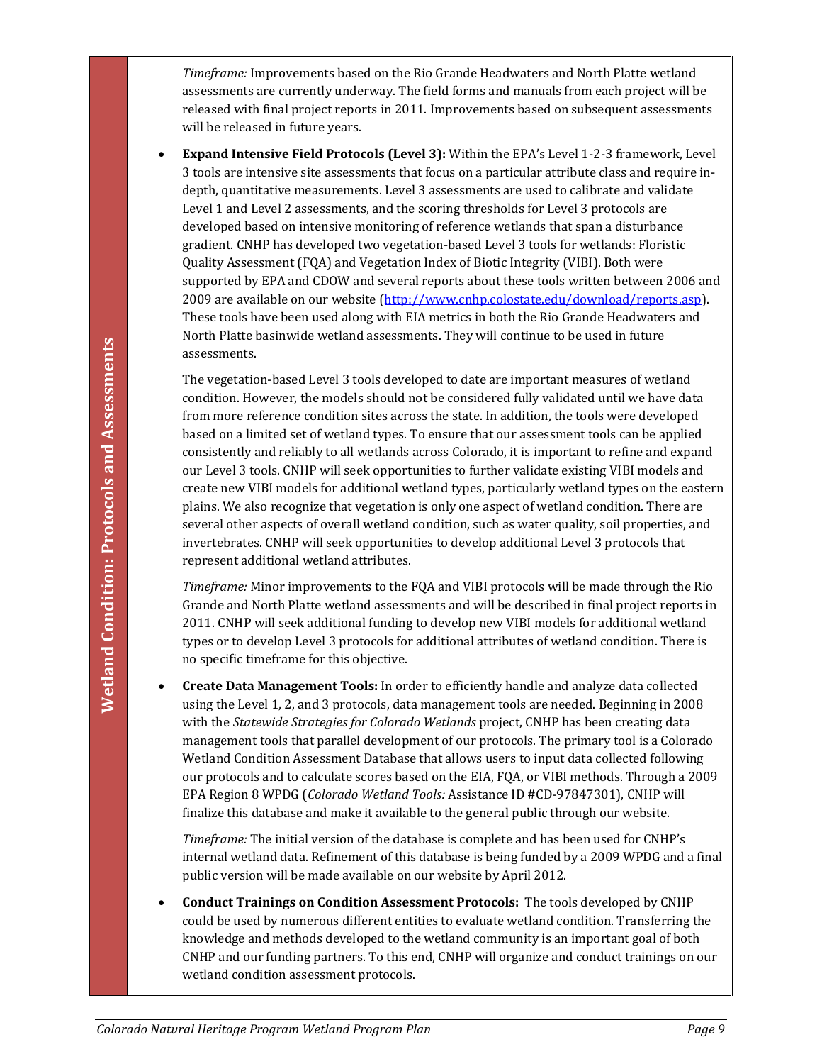*Timeframe:* Improvements based on the Rio Grande Headwaters and North Platte wetland assessments are currently underway. The field forms and manuals from each project will be released with final project reports in 2011. Improvements based on subsequent assessments will be released in future years.

- **Expand Intensive Field Protocols (Level 3):** Within the EPA's Level 1-2-3 framework, Level 3 tools are intensive site assessments that focus on a particular attribute class and require in-depth, quantitative measurements. Level 3 assessments are used to calibrate and validate Level 1 and Level 2 assessments, and the scoring thresholds for Level 3 protocols are developed based on intensive monitoring of reference wetlands that span a disturbance gradient. CNHP has developed two vegetation-based Level 3 tools for wetlands: Floristic Quality Assessment (FQA) and Vegetation Index of Biotic Integrity (VIBI). Both were supported by EPA and CDOW and several reports about these tools written between 2006 and 2009 are available on our website (http://www.cnhp.colostate.edu/download/reports.asp). These tools have been used along with EIA metrics in both the Rio Grande Headwaters and North Platte basinwide wetland assessments. They will continue to be used in future assessments.

  The vegetation-based Level 3 tools developed to date are important measures of wetland condition. However, the models should not be considered fully validated until we have data from more reference condition sites across the state. In addition, the tools were developed based on a limited set of wetland types. To ensure that our assessment tools can be applied consistently and reliably to all wetlands across Colorado, it is important to refine and expand our Level 3 tools. CNHP will seek opportunities to further validate existing VIBI models and create new VIBI models for additional wetland types, particularly wetland types on the eastern plains. We also recognize that vegetation is only one aspect of wetland condition. There are several other aspects of overall wetland condition, such as water quality, soil properties, and invertebrates. CNHP will seek opportunities to develop additional Level 3 protocols that represent additional wetland attributes.

  *Timeframe:* Minor improvements to the FQA and VIBI protocols will be made through the Rio Grande and North Platte wetland assessments and will be described in final project reports in 2011. CNHP will seek additional funding to develop new VIBI models for additional wetland types or to develop Level 3 protocols for additional attributes of wetland condition. There is no specific timeframe for this objective.

- **Create Data Management Tools:** In order to efficiently handle and analyze data collected using the Level 1, 2, and 3 protocols, data management tools are needed. Beginning in 2008 with the *Statewide Strategies for Colorado Wetlands* project, CNHP has been creating data management tools that parallel development of our protocols. The primary tool is a Colorado Wetland Condition Assessment Database that allows users to input data collected following our protocols and to calculate scores based on the EIA, FQA, or VIBI methods. Through a 2009 EPA Region 8 WPDG (*Colorado Wetland Tools:* Assistance ID #CD-97847301), CNHP will finalize this database and make it available to the general public through our website.

  *Timeframe:* The initial version of the database is complete and has been used for CNHP's internal wetland data. Refinement of this database is being funded by a 2009 WPDG and a final public version will be made available on our website by April 2012.

- **Conduct Trainings on Condition Assessment Protocols:** The tools developed by CNHP could be used by numerous different entities to evaluate wetland condition. Transferring the knowledge and methods developed to the wetland community is an important goal of both CNHP and our funding partners. To this end, CNHP will organize and conduct trainings on our wetland condition assessment protocols.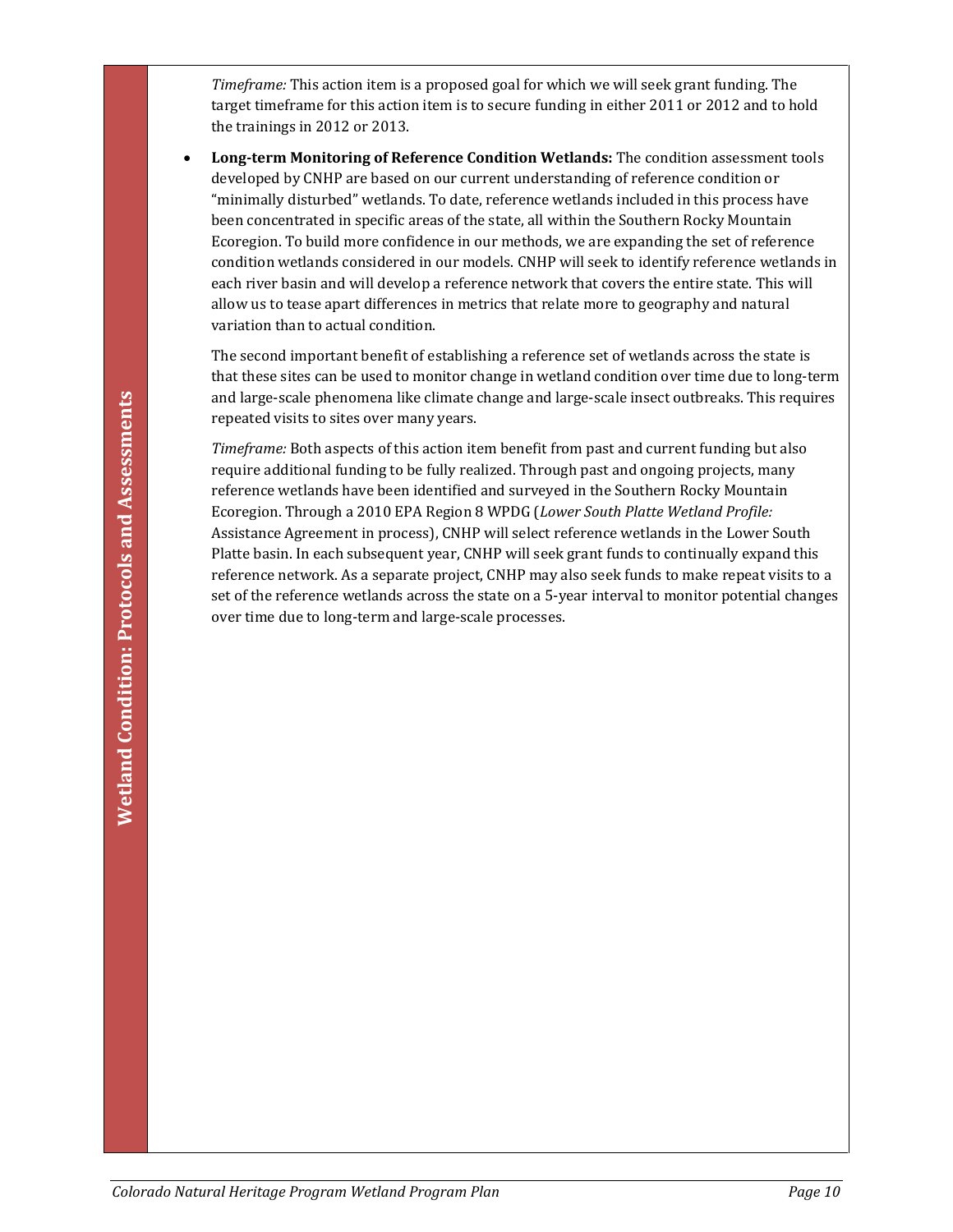*Timeframe:* This action item is a proposed goal for which we will seek grant funding. The target timeframe for this action item is to secure funding in either 2011 or 2012 and to hold the trainings in 2012 or 2013.

- **Long-term Monitoring of Reference Condition Wetlands:** The condition assessment tools developed by CNHP are based on our current understanding of reference condition or "minimally disturbed" wetlands. To date, reference wetlands included in this process have been concentrated in specific areas of the state, all within the Southern Rocky Mountain Ecoregion. To build more confidence in our methods, we are expanding the set of reference condition wetlands considered in our models. CNHP will seek to identify reference wetlands in each river basin and will develop a reference network that covers the entire state. This will allow us to tease apart differences in metrics that relate more to geography and natural variation than to actual condition.

  The second important benefit of establishing a reference set of wetlands across the state is that these sites can be used to monitor change in wetland condition over time due to long-term and large-scale phenomena like climate change and large-scale insect outbreaks. This requires repeated visits to sites over many years.

  *Timeframe:* Both aspects of this action item benefit from past and current funding but also require additional funding to be fully realized. Through past and ongoing projects, many reference wetlands have been identified and surveyed in the Southern Rocky Mountain Ecoregion. Through a 2010 EPA Region 8 WPDG (*Lower South Platte Wetland Profile:* Assistance Agreement in process), CNHP will select reference wetlands in the Lower South Platte basin. In each subsequent year, CNHP will seek grant funds to continually expand this reference network. As a separate project, CNHP may also seek funds to make repeat visits to a set of the reference wetlands across the state on a 5-year interval to monitor potential changes over time due to long-term and large-scale processes.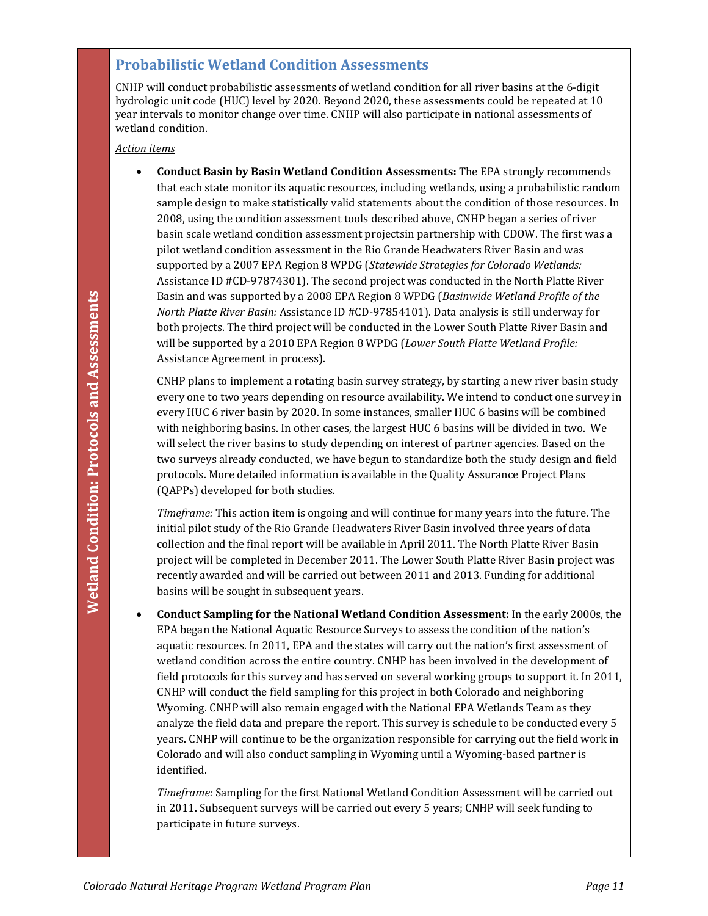## Probabilistic Wetland Condition Assessments

CNHP will conduct probabilistic assessments of wetland condition for all river basins at the 6-digit hydrologic unit code (HUC) level by 2020. Beyond 2020, these assessments could be repeated at 10 year intervals to monitor change over time. CNHP will also participate in national assessments of wetland condition.

*Action items*

- **Conduct Basin by Basin Wetland Condition Assessments:** The EPA strongly recommends that each state monitor its aquatic resources, including wetlands, using a probabilistic random sample design to make statistically valid statements about the condition of those resources. In 2008, using the condition assessment tools described above, CNHP began a series of river basin scale wetland condition assessment projectsin partnership with CDOW. The first was a pilot wetland condition assessment in the Rio Grande Headwaters River Basin and was supported by a 2007 EPA Region 8 WPDG (*Statewide Strategies for Colorado Wetlands:* Assistance ID #CD-97874301). The second project was conducted in the North Platte River Basin and was supported by a 2008 EPA Region 8 WPDG (*Basinwide Wetland Profile of the North Platte River Basin:* Assistance ID #CD-97854101). Data analysis is still underway for both projects. The third project will be conducted in the Lower South Platte River Basin and will be supported by a 2010 EPA Region 8 WPDG (*Lower South Platte Wetland Profile:* Assistance Agreement in process).

  CNHP plans to implement a rotating basin survey strategy, by starting a new river basin study every one to two years depending on resource availability. We intend to conduct one survey in every HUC 6 river basin by 2020. In some instances, smaller HUC 6 basins will be combined with neighboring basins. In other cases, the largest HUC 6 basins will be divided in two. We will select the river basins to study depending on interest of partner agencies. Based on the two surveys already conducted, we have begun to standardize both the study design and field protocols. More detailed information is available in the Quality Assurance Project Plans (QAPPs) developed for both studies.

  *Timeframe:* This action item is ongoing and will continue for many years into the future. The initial pilot study of the Rio Grande Headwaters River Basin involved three years of data collection and the final report will be available in April 2011. The North Platte River Basin project will be completed in December 2011. The Lower South Platte River Basin project was recently awarded and will be carried out between 2011 and 2013. Funding for additional basins will be sought in subsequent years.

- **Conduct Sampling for the National Wetland Condition Assessment:** In the early 2000s, the EPA began the National Aquatic Resource Surveys to assess the condition of the nation's aquatic resources. In 2011, EPA and the states will carry out the nation's first assessment of wetland condition across the entire country. CNHP has been involved in the development of field protocols for this survey and has served on several working groups to support it. In 2011, CNHP will conduct the field sampling for this project in both Colorado and neighboring Wyoming. CNHP will also remain engaged with the National EPA Wetlands Team as they analyze the field data and prepare the report. This survey is schedule to be conducted every 5 years. CNHP will continue to be the organization responsible for carrying out the field work in Colorado and will also conduct sampling in Wyoming until a Wyoming-based partner is identified.

  *Timeframe:* Sampling for the first National Wetland Condition Assessment will be carried out in 2011. Subsequent surveys will be carried out every 5 years; CNHP will seek funding to participate in future surveys.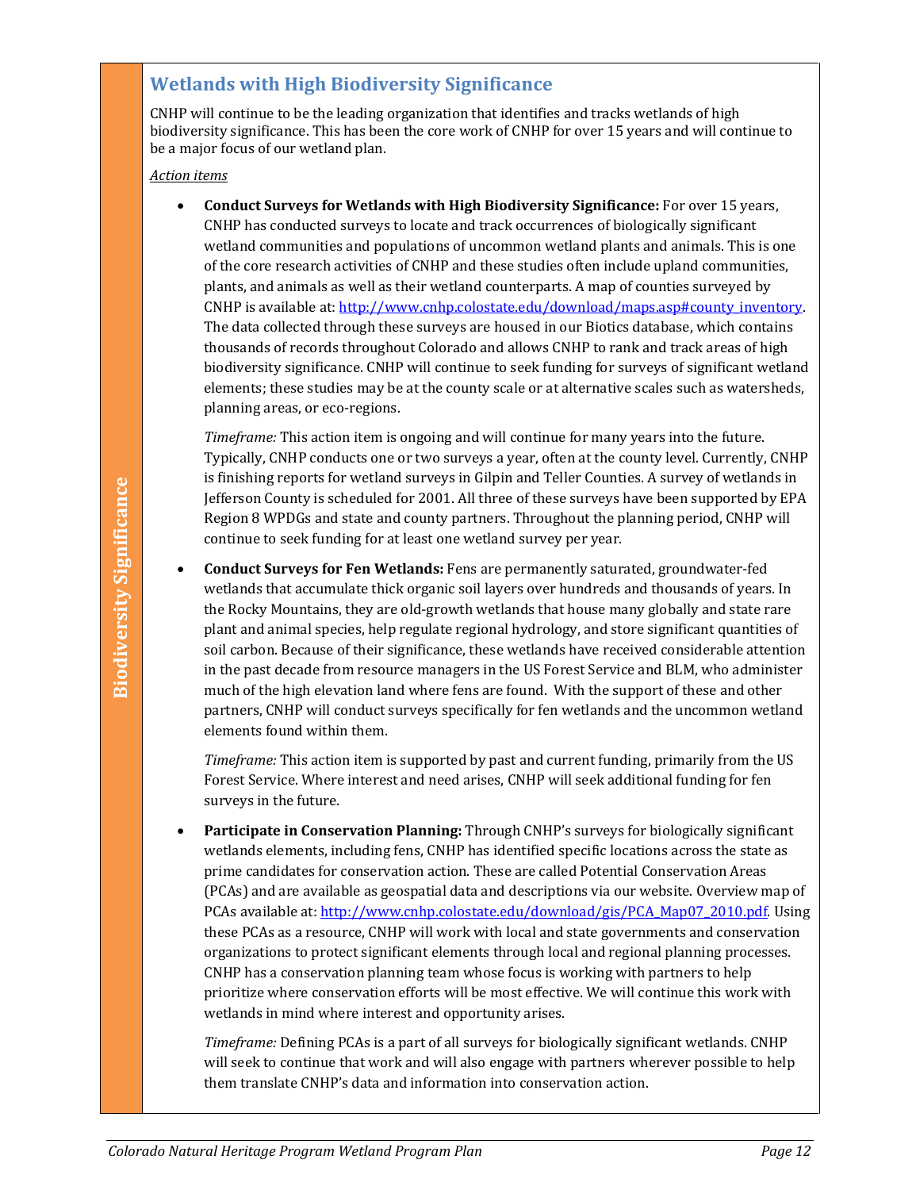## Wetlands with High Biodiversity Significance

CNHP will continue to be the leading organization that identifies and tracks wetlands of high biodiversity significance. This has been the core work of CNHP for over 15 years and will continue to be a major focus of our wetland plan.

*Action items*

- **Conduct Surveys for Wetlands with High Biodiversity Significance:** For over 15 years, CNHP has conducted surveys to locate and track occurrences of biologically significant wetland communities and populations of uncommon wetland plants and animals. This is one of the core research activities of CNHP and these studies often include upland communities, plants, and animals as well as their wetland counterparts. A map of counties surveyed by CNHP is available at: http://www.cnhp.colostate.edu/download/maps.asp#county_inventory. The data collected through these surveys are housed in our Biotics database, which contains thousands of records throughout Colorado and allows CNHP to rank and track areas of high biodiversity significance. CNHP will continue to seek funding for surveys of significant wetland elements; these studies may be at the county scale or at alternative scales such as watersheds, planning areas, or eco-regions.

  *Timeframe:* This action item is ongoing and will continue for many years into the future. Typically, CNHP conducts one or two surveys a year, often at the county level. Currently, CNHP is finishing reports for wetland surveys in Gilpin and Teller Counties. A survey of wetlands in Jefferson County is scheduled for 2001. All three of these surveys have been supported by EPA Region 8 WPDGs and state and county partners. Throughout the planning period, CNHP will continue to seek funding for at least one wetland survey per year.

- **Conduct Surveys for Fen Wetlands:** Fens are permanently saturated, groundwater-fed wetlands that accumulate thick organic soil layers over hundreds and thousands of years. In the Rocky Mountains, they are old-growth wetlands that house many globally and state rare plant and animal species, help regulate regional hydrology, and store significant quantities of soil carbon. Because of their significance, these wetlands have received considerable attention in the past decade from resource managers in the US Forest Service and BLM, who administer much of the high elevation land where fens are found. With the support of these and other partners, CNHP will conduct surveys specifically for fen wetlands and the uncommon wetland elements found within them.

  *Timeframe:* This action item is supported by past and current funding, primarily from the US Forest Service. Where interest and need arises, CNHP will seek additional funding for fen surveys in the future.

- **Participate in Conservation Planning:** Through CNHP's surveys for biologically significant wetlands elements, including fens, CNHP has identified specific locations across the state as prime candidates for conservation action. These are called Potential Conservation Areas (PCAs) and are available as geospatial data and descriptions via our website. Overview map of PCAs available at: http://www.cnhp.colostate.edu/download/gis/PCA_Map07_2010.pdf. Using these PCAs as a resource, CNHP will work with local and state governments and conservation organizations to protect significant elements through local and regional planning processes. CNHP has a conservation planning team whose focus is working with partners to help prioritize where conservation efforts will be most effective. We will continue this work with wetlands in mind where interest and opportunity arises.

  *Timeframe:* Defining PCAs is a part of all surveys for biologically significant wetlands. CNHP will seek to continue that work and will also engage with partners wherever possible to help them translate CNHP's data and information into conservation action.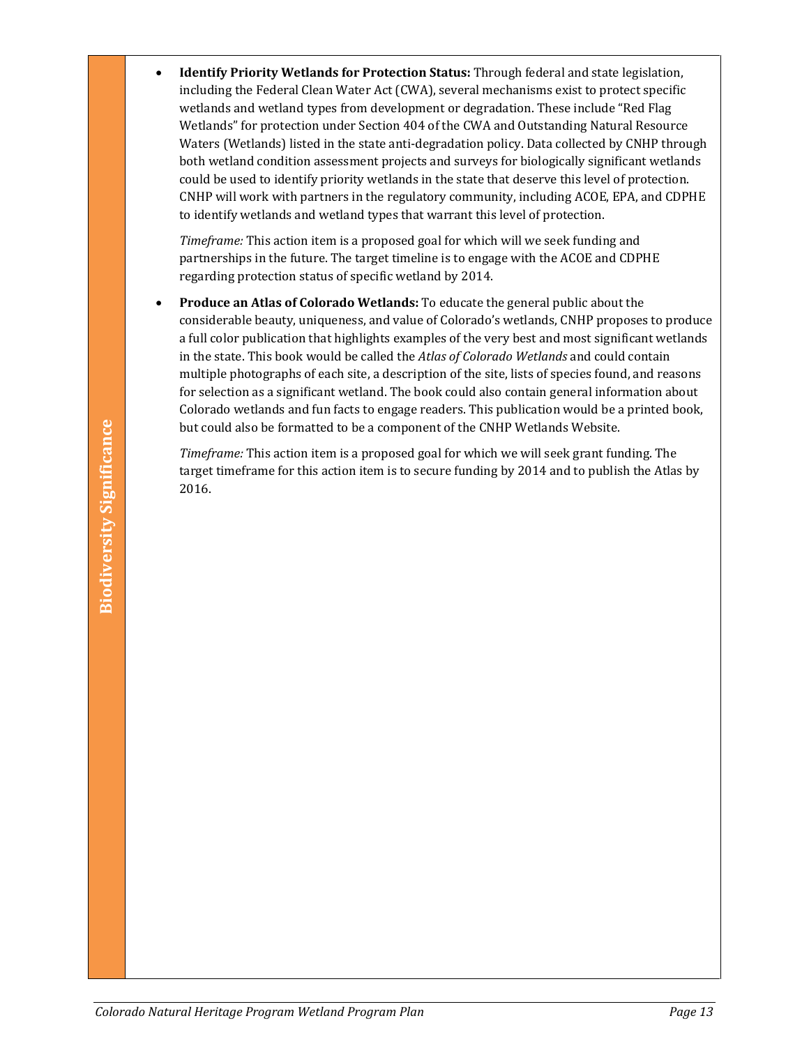- **Identify Priority Wetlands for Protection Status:** Through federal and state legislation, including the Federal Clean Water Act (CWA), several mechanisms exist to protect specific wetlands and wetland types from development or degradation. These include "Red Flag Wetlands" for protection under Section 404 of the CWA and Outstanding Natural Resource Waters (Wetlands) listed in the state anti-degradation policy. Data collected by CNHP through both wetland condition assessment projects and surveys for biologically significant wetlands could be used to identify priority wetlands in the state that deserve this level of protection. CNHP will work with partners in the regulatory community, including ACOE, EPA, and CDPHE to identify wetlands and wetland types that warrant this level of protection.

  *Timeframe:* This action item is a proposed goal for which will we seek funding and partnerships in the future. The target timeline is to engage with the ACOE and CDPHE regarding protection status of specific wetland by 2014.

- **Produce an Atlas of Colorado Wetlands:** To educate the general public about the considerable beauty, uniqueness, and value of Colorado's wetlands, CNHP proposes to produce a full color publication that highlights examples of the very best and most significant wetlands in the state. This book would be called the *Atlas of Colorado Wetlands* and could contain multiple photographs of each site, a description of the site, lists of species found, and reasons for selection as a significant wetland. The book could also contain general information about Colorado wetlands and fun facts to engage readers. This publication would be a printed book, but could also be formatted to be a component of the CNHP Wetlands Website.

  *Timeframe:* This action item is a proposed goal for which we will seek grant funding. The target timeframe for this action item is to secure funding by 2014 and to publish the Atlas by 2016.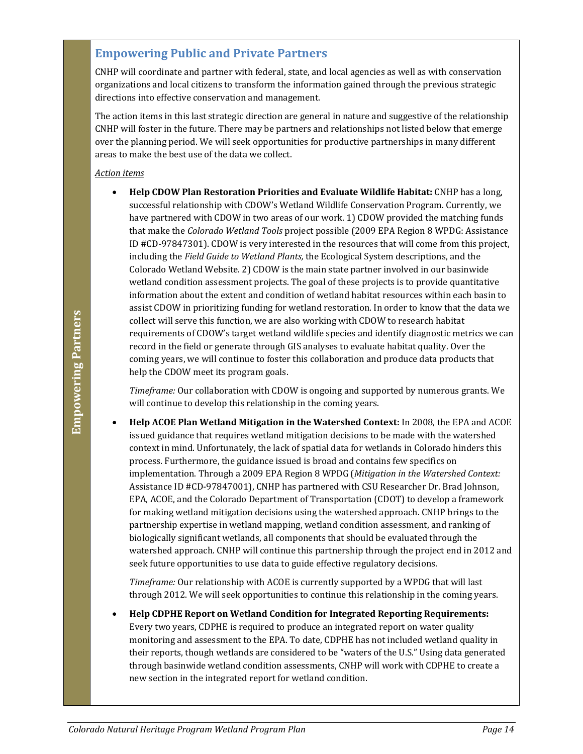## Empowering Public and Private Partners

CNHP will coordinate and partner with federal, state, and local agencies as well as with conservation organizations and local citizens to transform the information gained through the previous strategic directions into effective conservation and management.

The action items in this last strategic direction are general in nature and suggestive of the relationship CNHP will foster in the future. There may be partners and relationships not listed below that emerge over the planning period. We will seek opportunities for productive partnerships in many different areas to make the best use of the data we collect.

*Action items*

- **Help CDOW Plan Restoration Priorities and Evaluate Wildlife Habitat:** CNHP has a long, successful relationship with CDOW's Wetland Wildlife Conservation Program. Currently, we have partnered with CDOW in two areas of our work. 1) CDOW provided the matching funds that make the *Colorado Wetland Tools* project possible (2009 EPA Region 8 WPDG: Assistance ID #CD-97847301). CDOW is very interested in the resources that will come from this project, including the *Field Guide to Wetland Plants,* the Ecological System descriptions, and the Colorado Wetland Website. 2) CDOW is the main state partner involved in our basinwide wetland condition assessment projects. The goal of these projects is to provide quantitative information about the extent and condition of wetland habitat resources within each basin to assist CDOW in prioritizing funding for wetland restoration. In order to know that the data we collect will serve this function, we are also working with CDOW to research habitat requirements of CDOW's target wetland wildlife species and identify diagnostic metrics we can record in the field or generate through GIS analyses to evaluate habitat quality. Over the coming years, we will continue to foster this collaboration and produce data products that help the CDOW meet its program goals.

  *Timeframe:* Our collaboration with CDOW is ongoing and supported by numerous grants. We will continue to develop this relationship in the coming years.

- **Help ACOE Plan Wetland Mitigation in the Watershed Context:** In 2008, the EPA and ACOE issued guidance that requires wetland mitigation decisions to be made with the watershed context in mind. Unfortunately, the lack of spatial data for wetlands in Colorado hinders this process. Furthermore, the guidance issued is broad and contains few specifics on implementation. Through a 2009 EPA Region 8 WPDG (*Mitigation in the Watershed Context:* Assistance ID #CD-97847001), CNHP has partnered with CSU Researcher Dr. Brad Johnson, EPA, ACOE, and the Colorado Department of Transportation (CDOT) to develop a framework for making wetland mitigation decisions using the watershed approach. CNHP brings to the partnership expertise in wetland mapping, wetland condition assessment, and ranking of biologically significant wetlands, all components that should be evaluated through the watershed approach. CNHP will continue this partnership through the project end in 2012 and seek future opportunities to use data to guide effective regulatory decisions.

  *Timeframe:* Our relationship with ACOE is currently supported by a WPDG that will last through 2012. We will seek opportunities to continue this relationship in the coming years.

- **Help CDPHE Report on Wetland Condition for Integrated Reporting Requirements:** Every two years, CDPHE is required to produce an integrated report on water quality monitoring and assessment to the EPA. To date, CDPHE has not included wetland quality in their reports, though wetlands are considered to be "waters of the U.S." Using data generated through basinwide wetland condition assessments, CNHP will work with CDPHE to create a new section in the integrated report for wetland condition.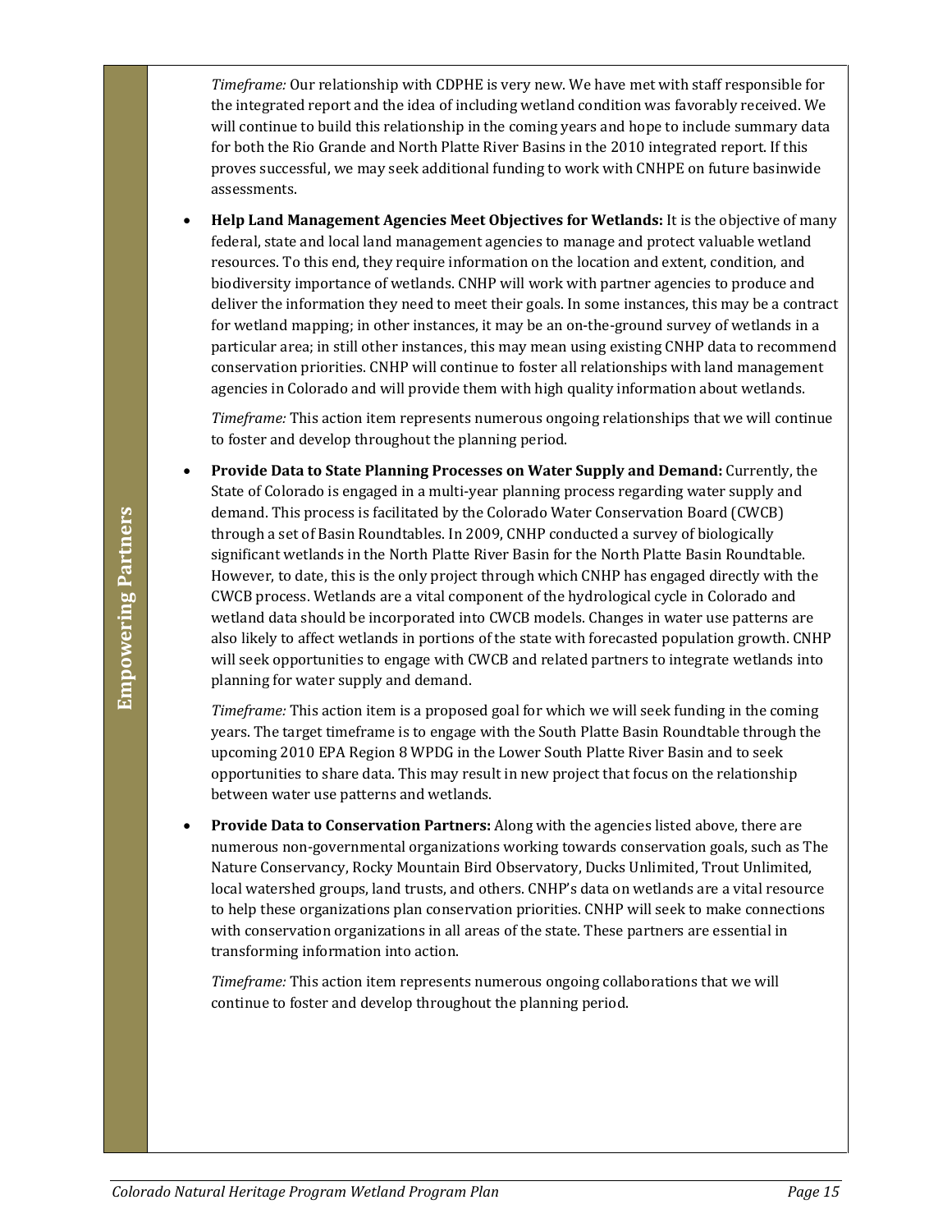*Timeframe:* Our relationship with CDPHE is very new. We have met with staff responsible for the integrated report and the idea of including wetland condition was favorably received. We will continue to build this relationship in the coming years and hope to include summary data for both the Rio Grande and North Platte River Basins in the 2010 integrated report. If this proves successful, we may seek additional funding to work with CNHPE on future basinwide assessments.

- **Help Land Management Agencies Meet Objectives for Wetlands:** It is the objective of many federal, state and local land management agencies to manage and protect valuable wetland resources. To this end, they require information on the location and extent, condition, and biodiversity importance of wetlands. CNHP will work with partner agencies to produce and deliver the information they need to meet their goals. In some instances, this may be a contract for wetland mapping; in other instances, it may be an on-the-ground survey of wetlands in a particular area; in still other instances, this may mean using existing CNHP data to recommend conservation priorities. CNHP will continue to foster all relationships with land management agencies in Colorado and will provide them with high quality information about wetlands.

  *Timeframe:* This action item represents numerous ongoing relationships that we will continue to foster and develop throughout the planning period.

- **Provide Data to State Planning Processes on Water Supply and Demand:** Currently, the State of Colorado is engaged in a multi-year planning process regarding water supply and demand. This process is facilitated by the Colorado Water Conservation Board (CWCB) through a set of Basin Roundtables. In 2009, CNHP conducted a survey of biologically significant wetlands in the North Platte River Basin for the North Platte Basin Roundtable. However, to date, this is the only project through which CNHP has engaged directly with the CWCB process. Wetlands are a vital component of the hydrological cycle in Colorado and wetland data should be incorporated into CWCB models. Changes in water use patterns are also likely to affect wetlands in portions of the state with forecasted population growth. CNHP will seek opportunities to engage with CWCB and related partners to integrate wetlands into planning for water supply and demand.

  *Timeframe:* This action item is a proposed goal for which we will seek funding in the coming years. The target timeframe is to engage with the South Platte Basin Roundtable through the upcoming 2010 EPA Region 8 WPDG in the Lower South Platte River Basin and to seek opportunities to share data. This may result in new project that focus on the relationship between water use patterns and wetlands.

- **Provide Data to Conservation Partners:** Along with the agencies listed above, there are numerous non-governmental organizations working towards conservation goals, such as The Nature Conservancy, Rocky Mountain Bird Observatory, Ducks Unlimited, Trout Unlimited, local watershed groups, land trusts, and others. CNHP's data on wetlands are a vital resource to help these organizations plan conservation priorities. CNHP will seek to make connections with conservation organizations in all areas of the state. These partners are essential in transforming information into action.

  *Timeframe:* This action item represents numerous ongoing collaborations that we will continue to foster and develop throughout the planning period.